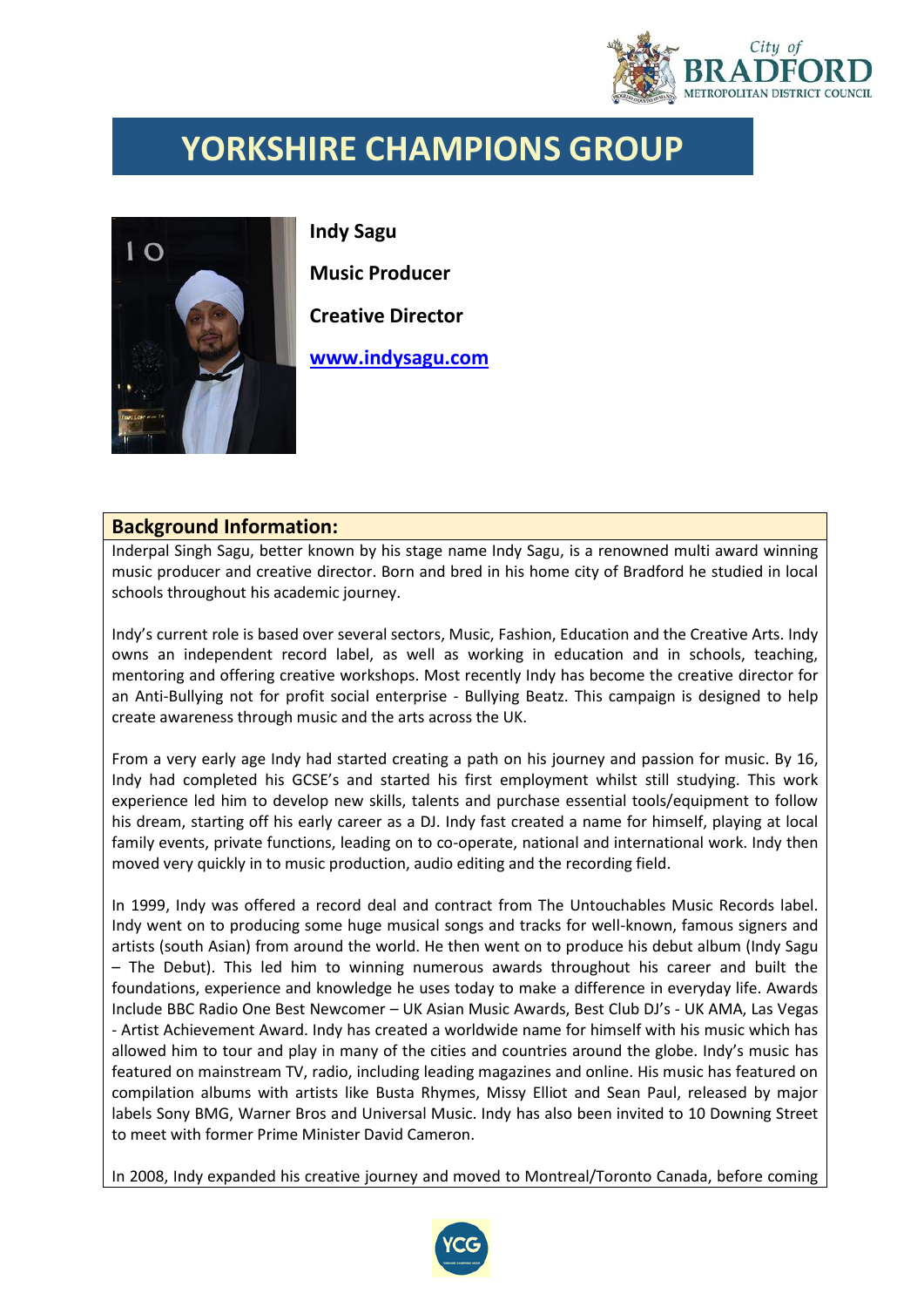# YORKSHIRE CHAMPIONS GROUP

**Indy Sagu**

**Music Producer**

**Creative Director**

**www.indysagu.com**

## Background Information:

Inderpal Singh Sagu, better known by his stage name Indy Sagu, is a renowned multi award winning music producer and creative director. Born and bred in his home city of Bradford he studied in local schools throughout his academic journey.

Indy's current role is based over several sectors, Music, Fashion, Education and the Creative Arts. Indy owns an independent record label, as well as working in education and in schools, teaching, mentoring and offering creative workshops. Most recently Indy has become the creative director for an Anti-Bullying not for profit social enterprise - Bullying Beatz. This campaign is designed to help create awareness through music and the arts across the UK.

From a very early age Indy had started creating a path on his journey and passion for music. By 16, Indy had completed his GCSE's and started his first employment whilst still studying. This work experience led him to develop new skills, talents and purchase essential tools/equipment to follow his dream, starting off his early career as a DJ. Indy fast created a name for himself, playing at local family events, private functions, leading on to co-operate, national and international work. Indy then moved very quickly in to music production, audio editing and the recording field.

In 1999, Indy was offered a record deal and contract from The Untouchables Music Records label. Indy went on to producing some huge musical songs and tracks for well-known, famous signers and artists (south Asian) from around the world. He then went on to produce his debut album (Indy Sagu – The Debut). This led him to winning numerous awards throughout his career and built the foundations, experience and knowledge he uses today to make a difference in everyday life. Awards Include BBC Radio One Best Newcomer – UK Asian Music Awards, Best Club DJ's - UK AMA, Las Vegas - Artist Achievement Award. Indy has created a worldwide name for himself with his music which has allowed him to tour and play in many of the cities and countries around the globe. Indy's music has featured on mainstream TV, radio, including leading magazines and online. His music has featured on compilation albums with artists like Busta Rhymes, Missy Elliot and Sean Paul, released by major labels Sony BMG, Warner Bros and Universal Music. Indy has also been invited to 10 Downing Street to meet with former Prime Minister David Cameron.

In 2008, Indy expanded his creative journey and moved to Montreal/Toronto Canada, before coming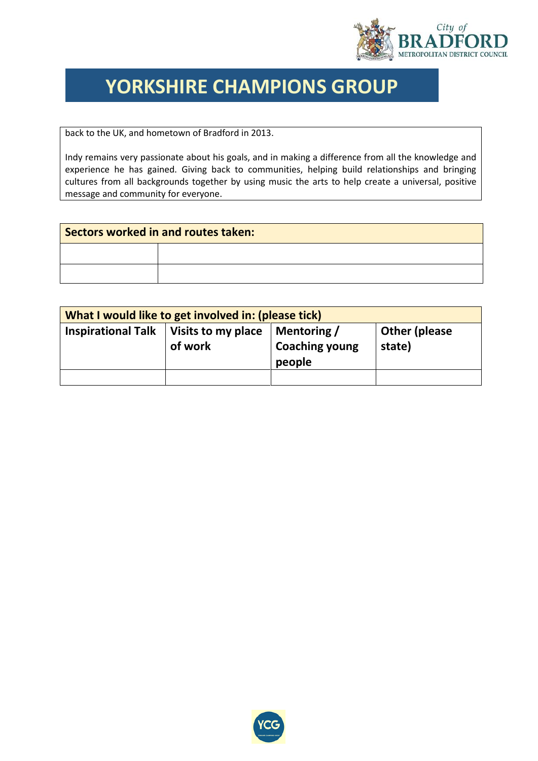# YORKSHIRE CHAMPIONS GROUP

back to the UK, and hometown of Bradford in 2013.

Indy remains very passionate about his goals, and in making a difference from all the knowledge and experience he has gained. Giving back to communities, helping build relationships and bringing cultures from all backgrounds together by using music the arts to help create a universal, positive message and community for everyone.

| **Sectors worked in and routes taken:** | |
|---|---|
| | |
| | |

| **What I would like to get involved in: (please tick)** | | | |
|---|---|---|---|
| **Inspirational Talk** | **Visits to my place of work** | **Mentoring / Coaching young people** | **Other (please state)** |
| | | | |